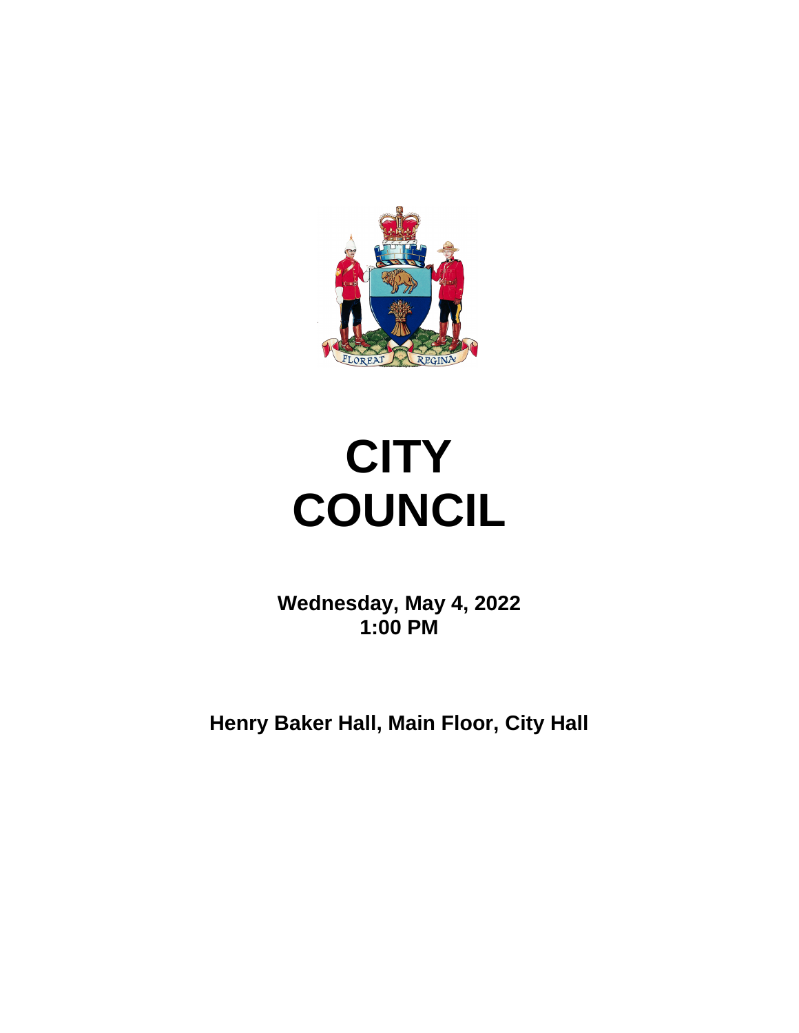# CITY COUNCIL

**Wednesday, May 4, 2022**
**1:00 PM**

**Henry Baker Hall, Main Floor, City Hall**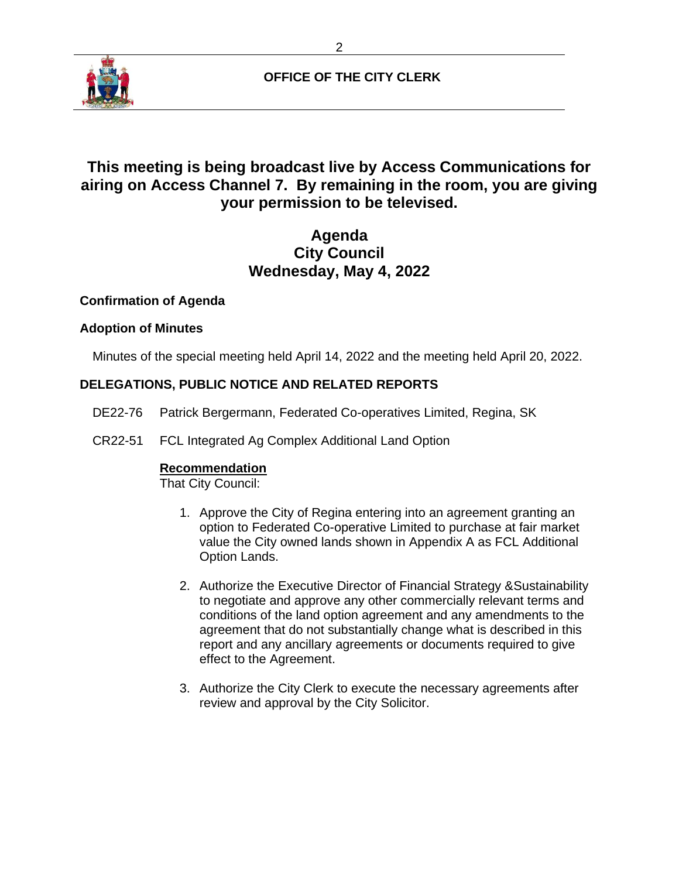**OFFICE OF THE CITY CLERK**

# This meeting is being broadcast live by Access Communications for airing on Access Channel 7. By remaining in the room, you are giving your permission to be televised.

## Agenda
## City Council
## Wednesday, May 4, 2022

**Confirmation of Agenda**

**Adoption of Minutes**

Minutes of the special meeting held April 14, 2022 and the meeting held April 20, 2022.

**DELEGATIONS, PUBLIC NOTICE AND RELATED REPORTS**

DE22-76 Patrick Bergermann, Federated Co-operatives Limited, Regina, SK

CR22-51 FCL Integrated Ag Complex Additional Land Option

**Recommendation**
That City Council:

1. Approve the City of Regina entering into an agreement granting an option to Federated Co-operative Limited to purchase at fair market value the City owned lands shown in Appendix A as FCL Additional Option Lands.

2. Authorize the Executive Director of Financial Strategy &Sustainability to negotiate and approve any other commercially relevant terms and conditions of the land option agreement and any amendments to the agreement that do not substantially change what is described in this report and any ancillary agreements or documents required to give effect to the Agreement.

3. Authorize the City Clerk to execute the necessary agreements after review and approval by the City Solicitor.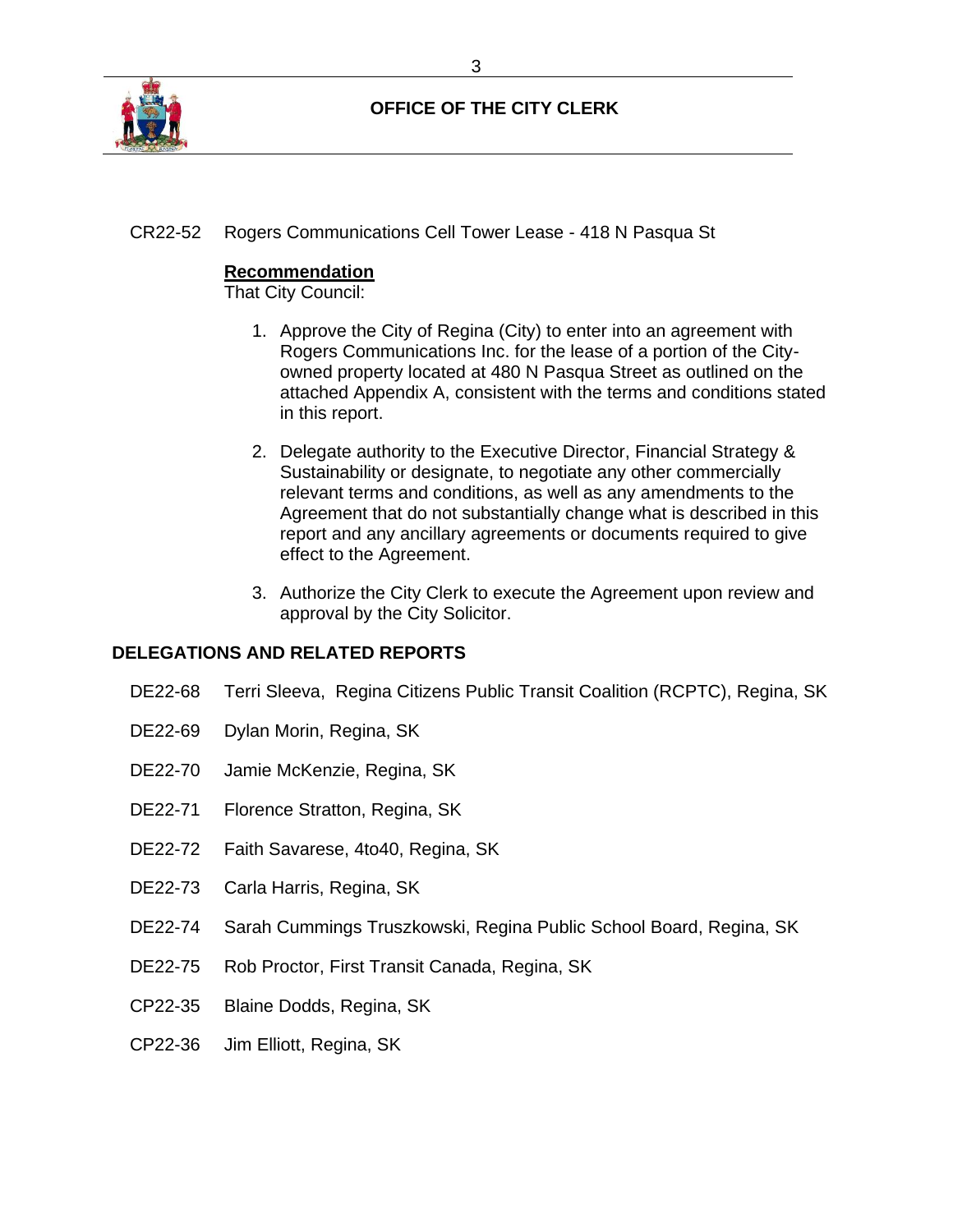CR22-52 Rogers Communications Cell Tower Lease - 418 N Pasqua St

**Recommendation**
That City Council:

1. Approve the City of Regina (City) to enter into an agreement with Rogers Communications Inc. for the lease of a portion of the City-owned property located at 480 N Pasqua Street as outlined on the attached Appendix A, consistent with the terms and conditions stated in this report.

2. Delegate authority to the Executive Director, Financial Strategy & Sustainability or designate, to negotiate any other commercially relevant terms and conditions, as well as any amendments to the Agreement that do not substantially change what is described in this report and any ancillary agreements or documents required to give effect to the Agreement.

3. Authorize the City Clerk to execute the Agreement upon review and approval by the City Solicitor.

## DELEGATIONS AND RELATED REPORTS

DE22-68 Terri Sleeva, Regina Citizens Public Transit Coalition (RCPTC), Regina, SK

DE22-69 Dylan Morin, Regina, SK

DE22-70 Jamie McKenzie, Regina, SK

DE22-71 Florence Stratton, Regina, SK

DE22-72 Faith Savarese, 4to40, Regina, SK

DE22-73 Carla Harris, Regina, SK

DE22-74 Sarah Cummings Truszkowski, Regina Public School Board, Regina, SK

DE22-75 Rob Proctor, First Transit Canada, Regina, SK

CP22-35 Blaine Dodds, Regina, SK

CP22-36 Jim Elliott, Regina, SK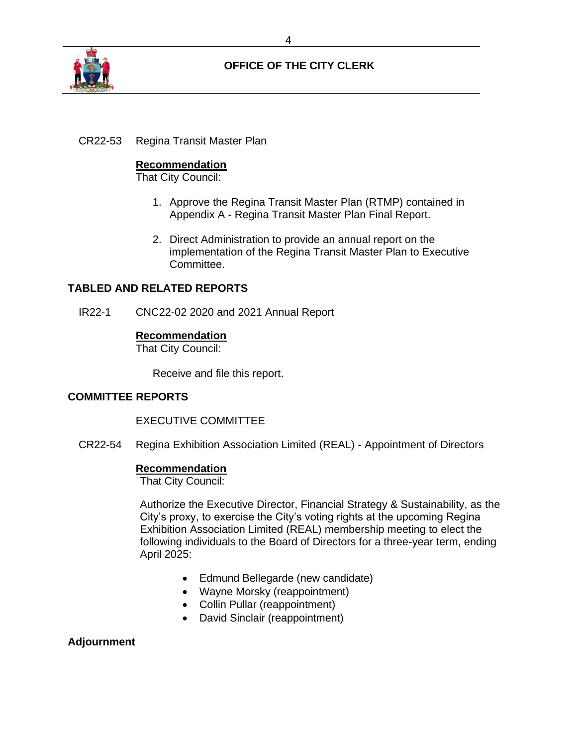CR22-53 Regina Transit Master Plan

**Recommendation**
That City Council:

1. Approve the Regina Transit Master Plan (RTMP) contained in Appendix A - Regina Transit Master Plan Final Report.

2. Direct Administration to provide an annual report on the implementation of the Regina Transit Master Plan to Executive Committee.

## TABLED AND RELATED REPORTS

IR22-1 CNC22-02 2020 and 2021 Annual Report

**Recommendation**
That City Council:

Receive and file this report.

## COMMITTEE REPORTS

EXECUTIVE COMMITTEE

CR22-54 Regina Exhibition Association Limited (REAL) - Appointment of Directors

**Recommendation**
That City Council:

Authorize the Executive Director, Financial Strategy & Sustainability, as the City's proxy, to exercise the City's voting rights at the upcoming Regina Exhibition Association Limited (REAL) membership meeting to elect the following individuals to the Board of Directors for a three-year term, ending April 2025:

- Edmund Bellegarde (new candidate)
- Wayne Morsky (reappointment)
- Collin Pullar (reappointment)
- David Sinclair (reappointment)

**Adjournment**